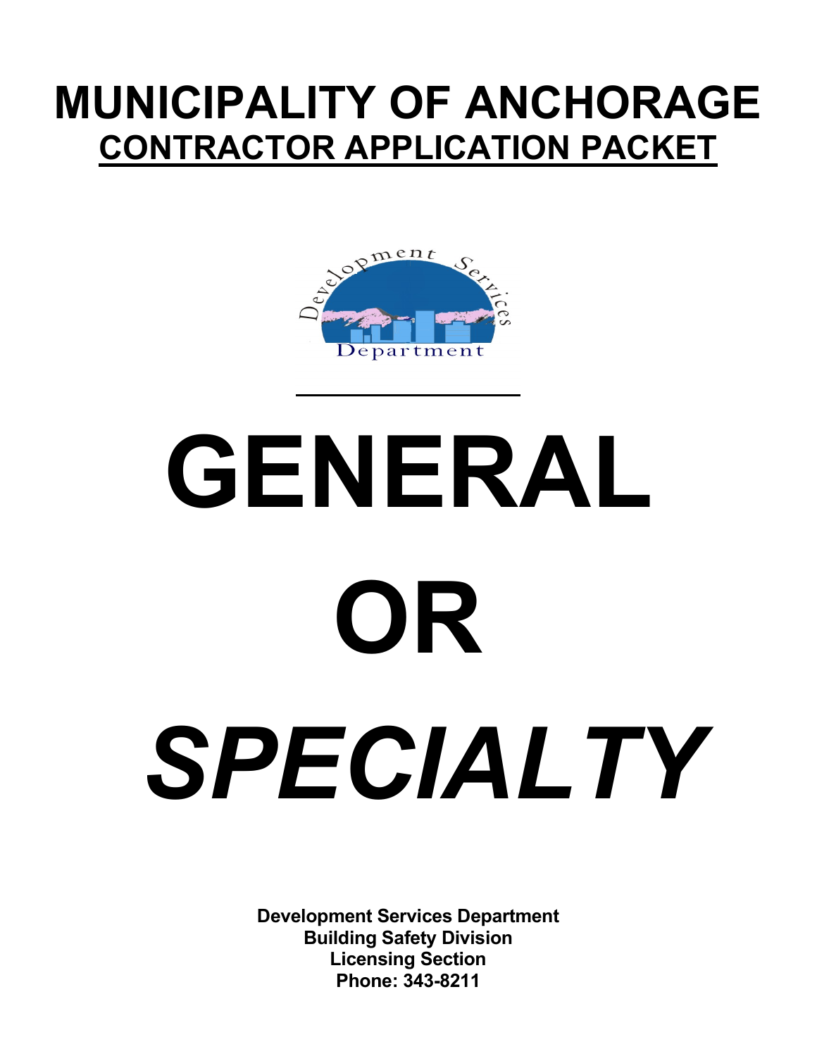# MUNICIPALITY OF ANCHORAGE

## CONTRACTOR APPLICATION PACKET

Development Services Department

# GENERAL

# OR

# *SPECIALTY*

**Development Services Department**
**Building Safety Division**
**Licensing Section**
**Phone: 343-8211**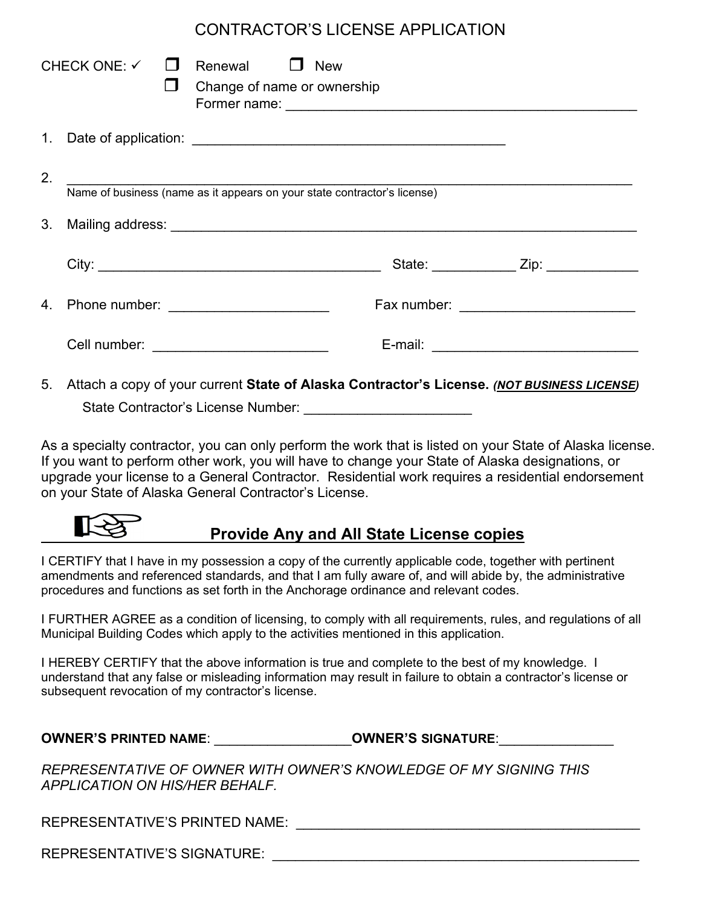# CONTRACTOR'S LICENSE APPLICATION

CHECK ONE: ✓ ❒ Renewal ❒ New
❒ Change of name or ownership
Former name: _______________________________________________

1. Date of application: __________________________________________

2. ___________________________________________________________________________
Name of business (name as it appears on your state contractor's license)

3. Mailing address: ________________________________________________________________

   City: ______________________________________ State: ___________ Zip: ____________

4. Phone number: _____________________ Fax number: _______________________

   Cell number: _______________________ E-mail: ___________________________

5. Attach a copy of your current **State of Alaska Contractor's License.** ***(NOT BUSINESS LICENSE)***
   State Contractor's License Number: ______________________

As a specialty contractor, you can only perform the work that is listed on your State of Alaska license. If you want to perform other work, you will have to change your State of Alaska designations, or upgrade your license to a General Contractor. Residential work requires a residential endorsement on your State of Alaska General Contractor's License.

## Provide Any and All State License copies

I CERTIFY that I have in my possession a copy of the currently applicable code, together with pertinent amendments and referenced standards, and that I am fully aware of, and will abide by, the administrative procedures and functions as set forth in the Anchorage ordinance and relevant codes.

I FURTHER AGREE as a condition of licensing, to comply with all requirements, rules, and regulations of all Municipal Building Codes which apply to the activities mentioned in this application.

I HEREBY CERTIFY that the above information is true and complete to the best of my knowledge. I understand that any false or misleading information may result in failure to obtain a contractor's license or subsequent revocation of my contractor's license.

**OWNER'S PRINTED NAME**: ___________________ **OWNER'S SIGNATURE**:________________

*REPRESENTATIVE OF OWNER WITH OWNER'S KNOWLEDGE OF MY SIGNING THIS APPLICATION ON HIS/HER BEHALF.*

REPRESENTATIVE'S PRINTED NAME: _____________________________________________

REPRESENTATIVE'S SIGNATURE: ________________________________________________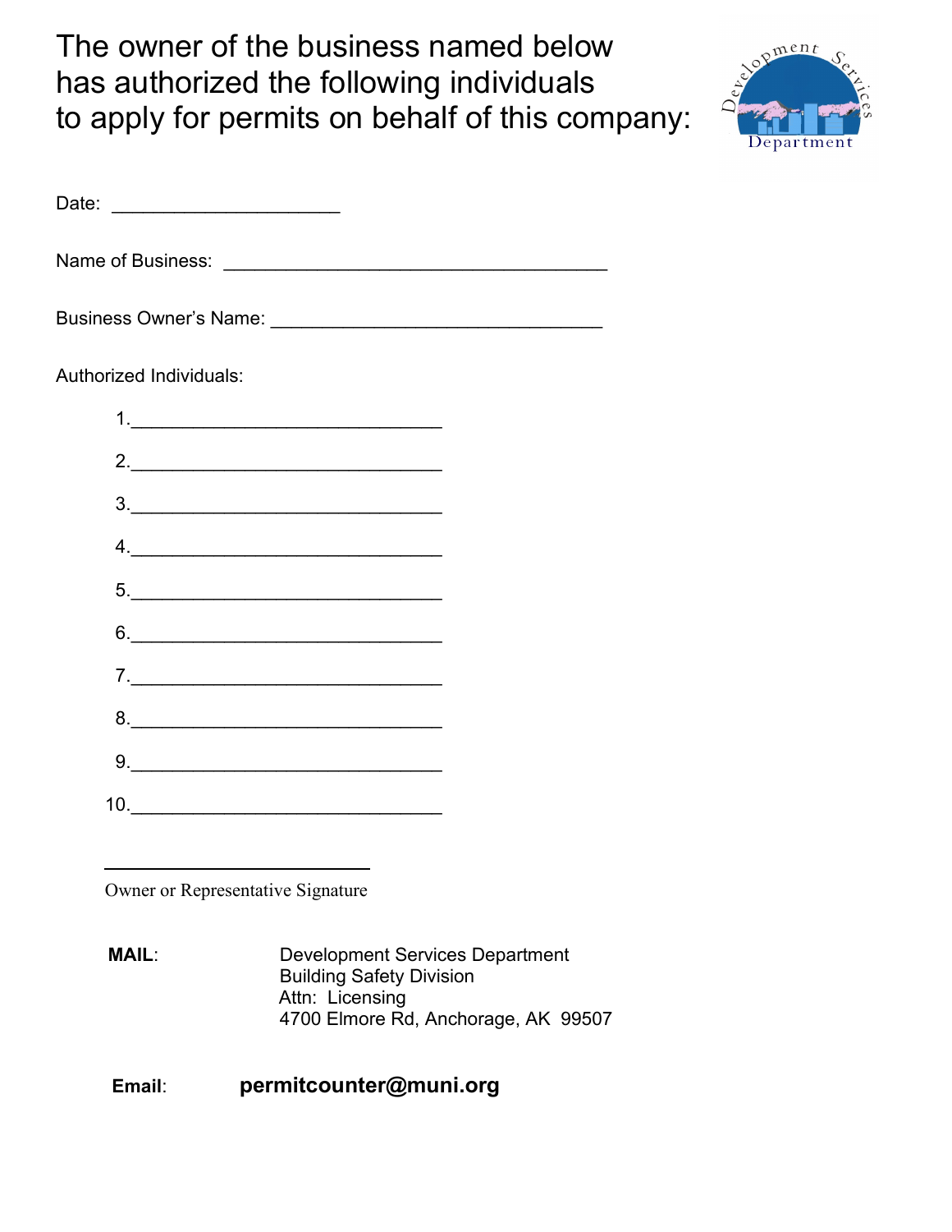# The owner of the business named below has authorized the following individuals to apply for permits on behalf of this company:

Date: ______________________

Name of Business: ______________________________________

Business Owner's Name: _________________________________

Authorized Individuals:

1. ______________________________
2. ______________________________
3. ______________________________
4. ______________________________
5. ______________________________
6. ______________________________
7. ______________________________
8. ______________________________
9. ______________________________
10. ______________________________

__________________________

Owner or Representative Signature

**MAIL**: Development Services Department
Building Safety Division
Attn: Licensing
4700 Elmore Rd, Anchorage, AK 99507

**Email**: **permitcounter@muni.org**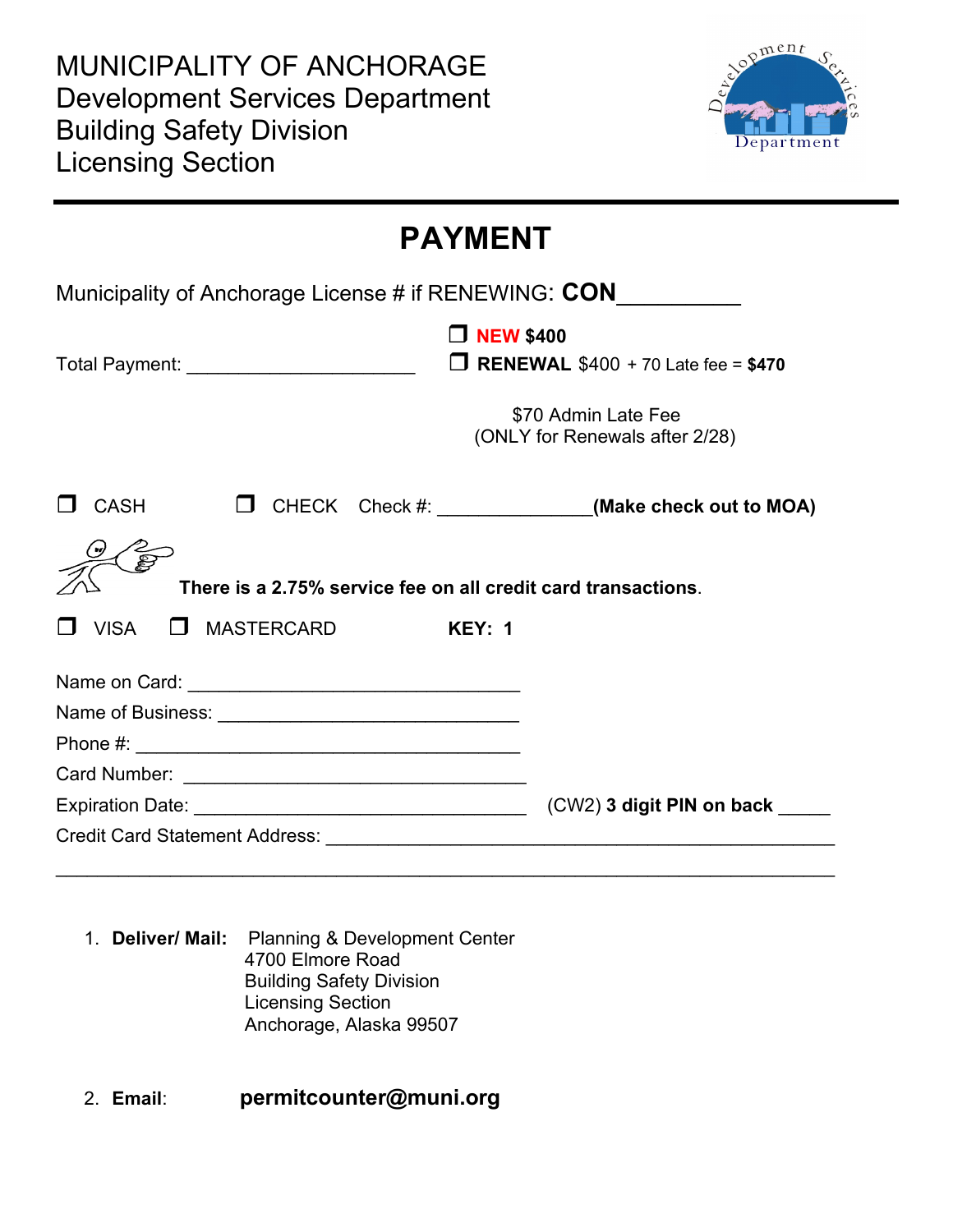MUNICIPALITY OF ANCHORAGE
Development Services Department
Building Safety Division
Licensing Section

# PAYMENT

Municipality of Anchorage License # if RENEWING: **CON**__________

Total Payment: ______________________

❒ **NEW $400**
❒ **RENEWAL** $400 + 70 Late fee = **$470**

$70 Admin Late Fee
(ONLY for Renewals after 2/28)

❒ CASH ❒ CHECK Check #: ______________ **(Make check out to MOA)**

**There is a 2.75% service fee on all credit card transactions**.

❒ VISA ❒ MASTERCARD **KEY: 1**

Name on Card: _________________________________
Name of Business: _____________________________
Phone #: _____________________________________
Card Number: _________________________________
Expiration Date: ________________________________ (CW2) **3 digit PIN on back** _____
Credit Card Statement Address: _________________________________________________

_________________________________________________________________________

1. **Deliver/ Mail:** Planning & Development Center
   4700 Elmore Road
   Building Safety Division
   Licensing Section
   Anchorage, Alaska 99507

2. **Email**: **permitcounter@muni.org**